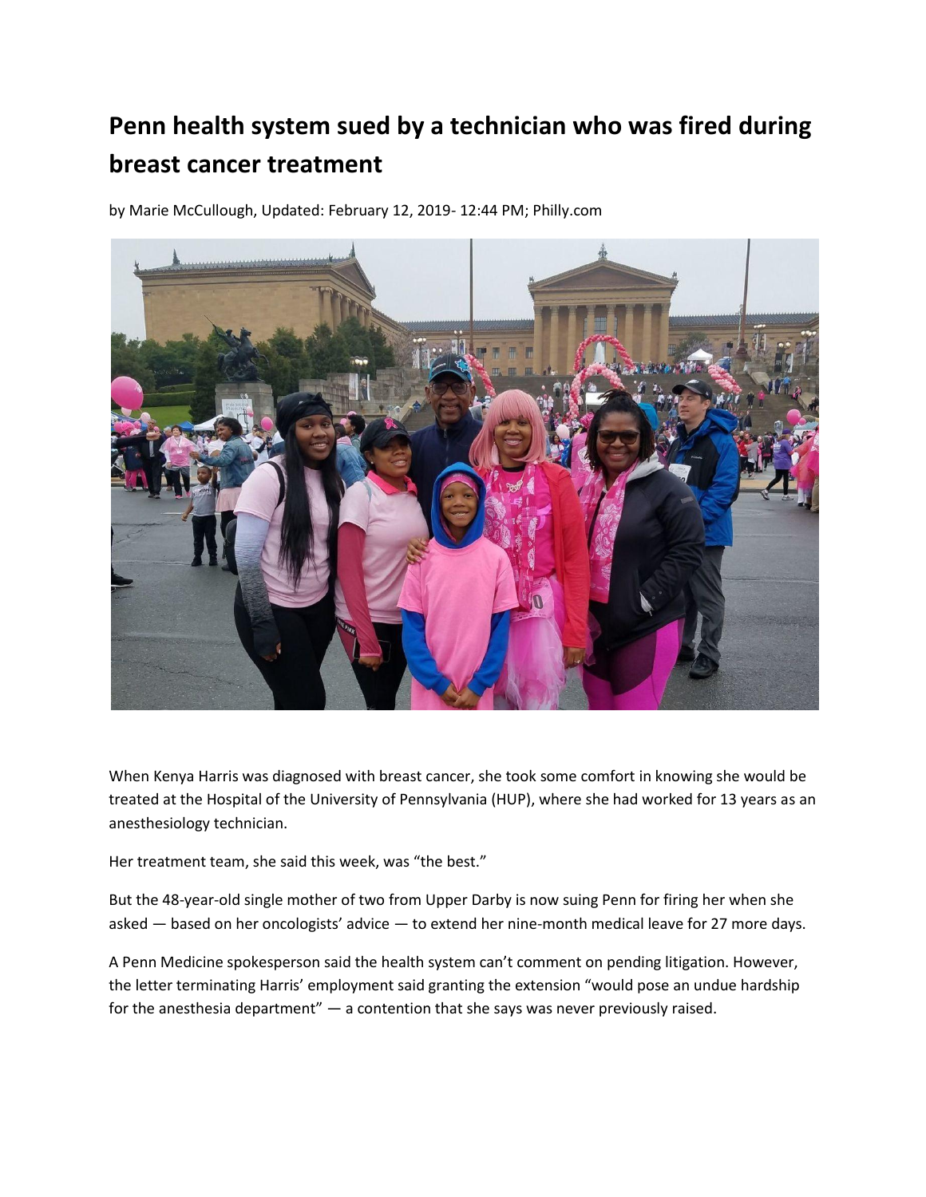# Penn health system sued by a technician who was fired during breast cancer treatment

by Marie McCullough, Updated: February 12, 2019- 12:44 PM; Philly.com

When Kenya Harris was diagnosed with breast cancer, she took some comfort in knowing she would be treated at the Hospital of the University of Pennsylvania (HUP), where she had worked for 13 years as an anesthesiology technician.

Her treatment team, she said this week, was "the best."

But the 48-year-old single mother of two from Upper Darby is now suing Penn for firing her when she asked — based on her oncologists' advice — to extend her nine-month medical leave for 27 more days.

A Penn Medicine spokesperson said the health system can't comment on pending litigation. However, the letter terminating Harris' employment said granting the extension "would pose an undue hardship for the anesthesia department" — a contention that she says was never previously raised.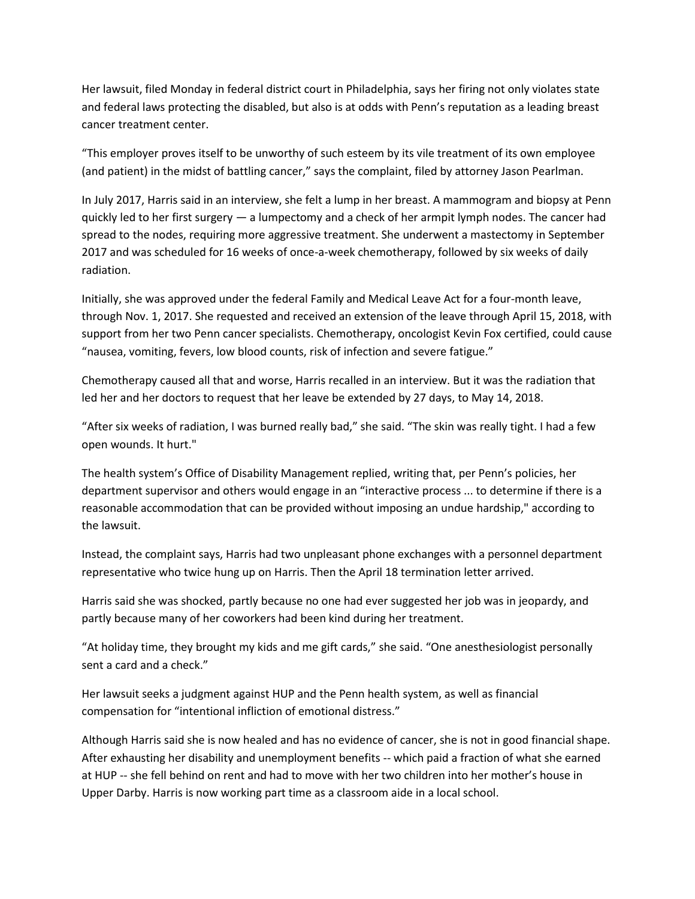Her lawsuit, filed Monday in federal district court in Philadelphia, says her firing not only violates state and federal laws protecting the disabled, but also is at odds with Penn's reputation as a leading breast cancer treatment center.

"This employer proves itself to be unworthy of such esteem by its vile treatment of its own employee (and patient) in the midst of battling cancer," says the complaint, filed by attorney Jason Pearlman.

In July 2017, Harris said in an interview, she felt a lump in her breast. A mammogram and biopsy at Penn quickly led to her first surgery — a lumpectomy and a check of her armpit lymph nodes. The cancer had spread to the nodes, requiring more aggressive treatment. She underwent a mastectomy in September 2017 and was scheduled for 16 weeks of once-a-week chemotherapy, followed by six weeks of daily radiation.

Initially, she was approved under the federal Family and Medical Leave Act for a four-month leave, through Nov. 1, 2017. She requested and received an extension of the leave through April 15, 2018, with support from her two Penn cancer specialists. Chemotherapy, oncologist Kevin Fox certified, could cause "nausea, vomiting, fevers, low blood counts, risk of infection and severe fatigue."

Chemotherapy caused all that and worse, Harris recalled in an interview. But it was the radiation that led her and her doctors to request that her leave be extended by 27 days, to May 14, 2018.

"After six weeks of radiation, I was burned really bad," she said. "The skin was really tight. I had a few open wounds. It hurt."

The health system's Office of Disability Management replied, writing that, per Penn's policies, her department supervisor and others would engage in an "interactive process ... to determine if there is a reasonable accommodation that can be provided without imposing an undue hardship," according to the lawsuit.

Instead, the complaint says, Harris had two unpleasant phone exchanges with a personnel department representative who twice hung up on Harris. Then the April 18 termination letter arrived.

Harris said she was shocked, partly because no one had ever suggested her job was in jeopardy, and partly because many of her coworkers had been kind during her treatment.

"At holiday time, they brought my kids and me gift cards," she said. "One anesthesiologist personally sent a card and a check."

Her lawsuit seeks a judgment against HUP and the Penn health system, as well as financial compensation for "intentional infliction of emotional distress."

Although Harris said she is now healed and has no evidence of cancer, she is not in good financial shape. After exhausting her disability and unemployment benefits -- which paid a fraction of what she earned at HUP -- she fell behind on rent and had to move with her two children into her mother's house in Upper Darby. Harris is now working part time as a classroom aide in a local school.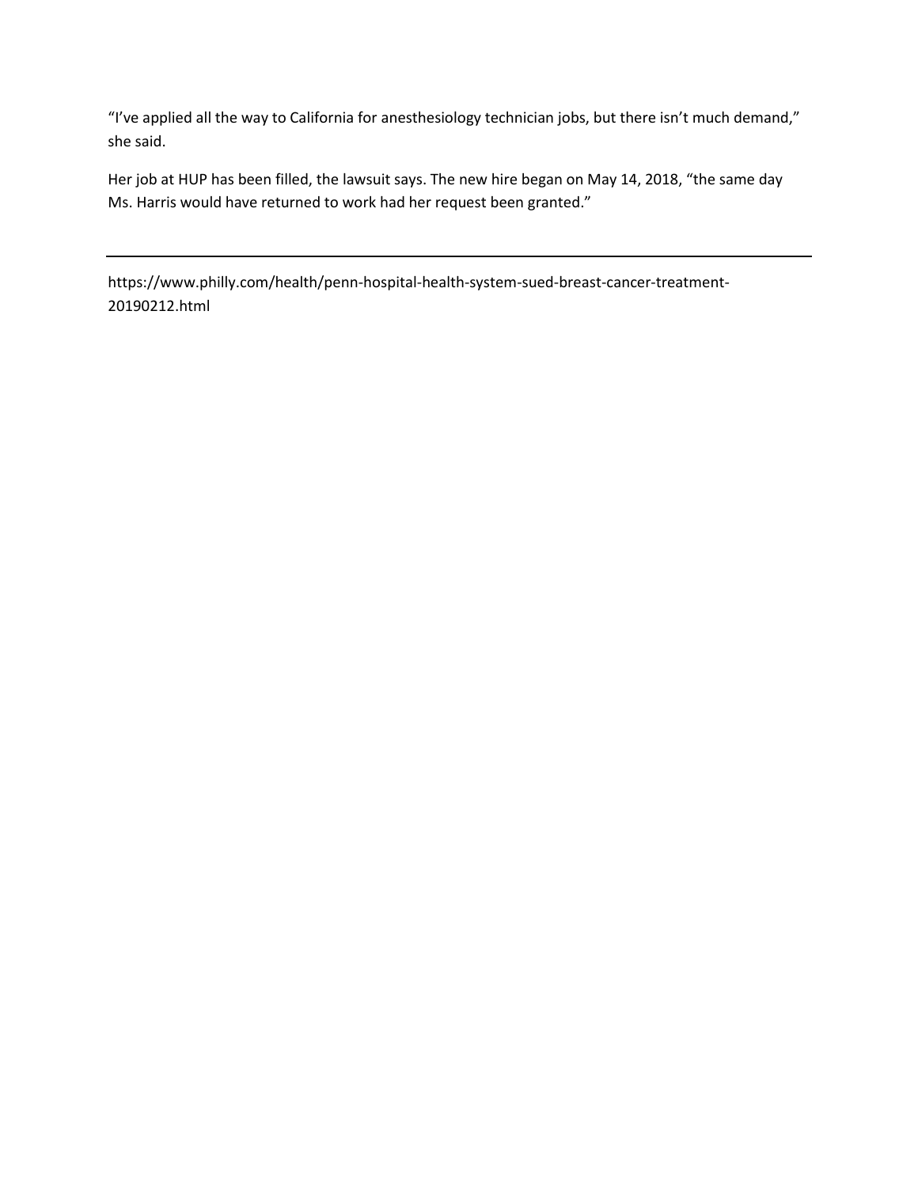"I've applied all the way to California for anesthesiology technician jobs, but there isn't much demand," she said.

Her job at HUP has been filled, the lawsuit says. The new hire began on May 14, 2018, "the same day Ms. Harris would have returned to work had her request been granted."

---

https://www.philly.com/health/penn-hospital-health-system-sued-breast-cancer-treatment-20190212.html